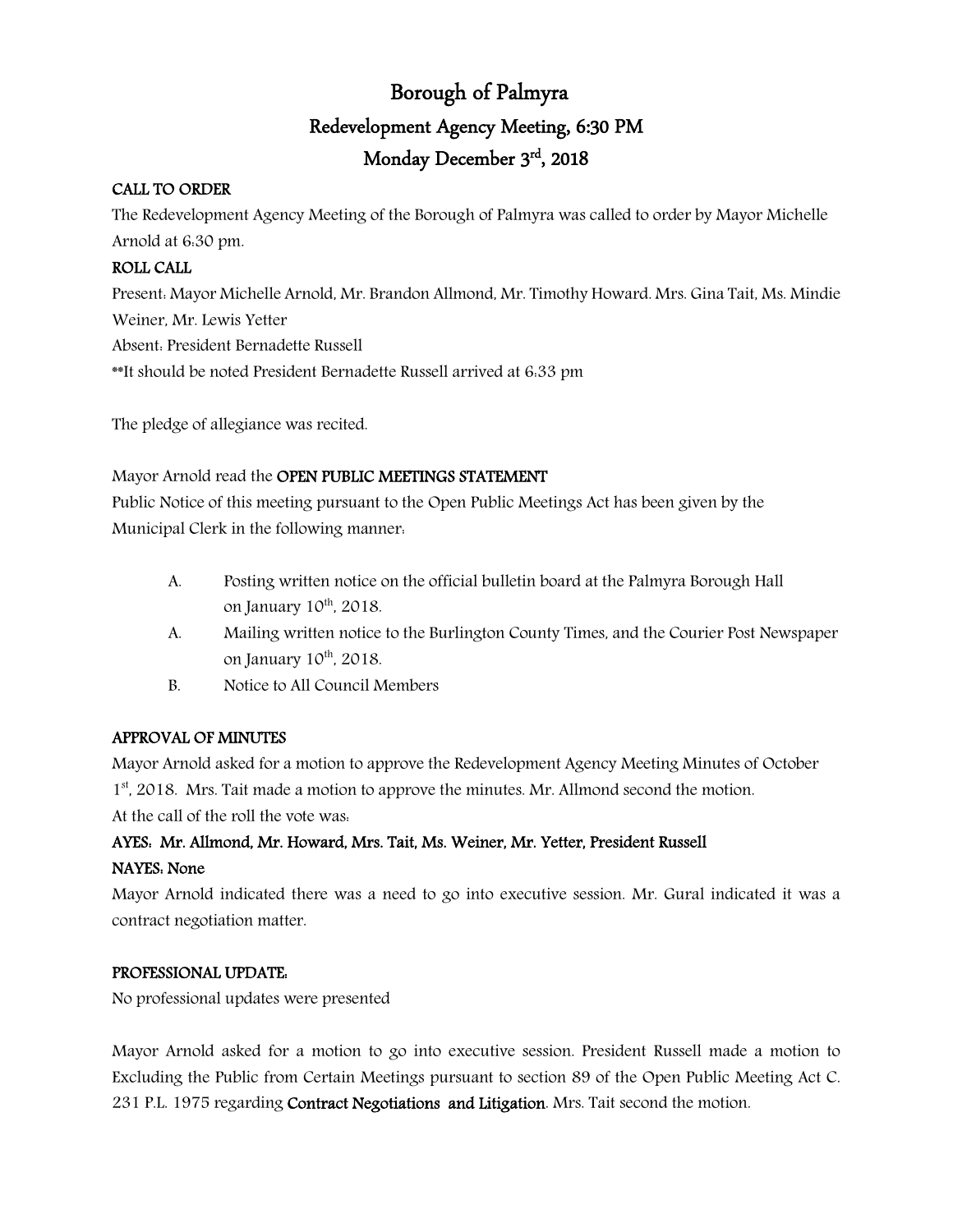# Borough of Palmyra

## Redevelopment Agency Meeting, 6:30 PM

## Monday December 3rd, 2018

**CALL TO ORDER**

The Redevelopment Agency Meeting of the Borough of Palmyra was called to order by Mayor Michelle Arnold at 6:30 pm.

**ROLL CALL**

Present: Mayor Michelle Arnold, Mr. Brandon Allmond, Mr. Timothy Howard. Mrs. Gina Tait, Ms. Mindie Weiner, Mr. Lewis Yetter

Absent: President Bernadette Russell

**It should be noted President Bernadette Russell arrived at 6:33 pm

The pledge of allegiance was recited.

Mayor Arnold read the **OPEN PUBLIC MEETINGS STATEMENT**

Public Notice of this meeting pursuant to the Open Public Meetings Act has been given by the Municipal Clerk in the following manner:

A. Posting written notice on the official bulletin board at the Palmyra Borough Hall on January 10th, 2018.

A. Mailing written notice to the Burlington County Times, and the Courier Post Newspaper on January 10th, 2018.

B. Notice to All Council Members

**APPROVAL OF MINUTES**

Mayor Arnold asked for a motion to approve the Redevelopment Agency Meeting Minutes of October 1st, 2018. Mrs. Tait made a motion to approve the minutes. Mr. Allmond second the motion.

At the call of the roll the vote was:

**AYES: Mr. Allmond, Mr. Howard, Mrs. Tait, Ms. Weiner, Mr. Yetter, President Russell**

**NAYES: None**

Mayor Arnold indicated there was a need to go into executive session. Mr. Gural indicated it was a contract negotiation matter.

**PROFESSIONAL UPDATE:**

No professional updates were presented

Mayor Arnold asked for a motion to go into executive session. President Russell made a motion to Excluding the Public from Certain Meetings pursuant to section 89 of the Open Public Meeting Act C. 231 P.L. 1975 regarding **Contract Negotiations and Litigation**. Mrs. Tait second the motion.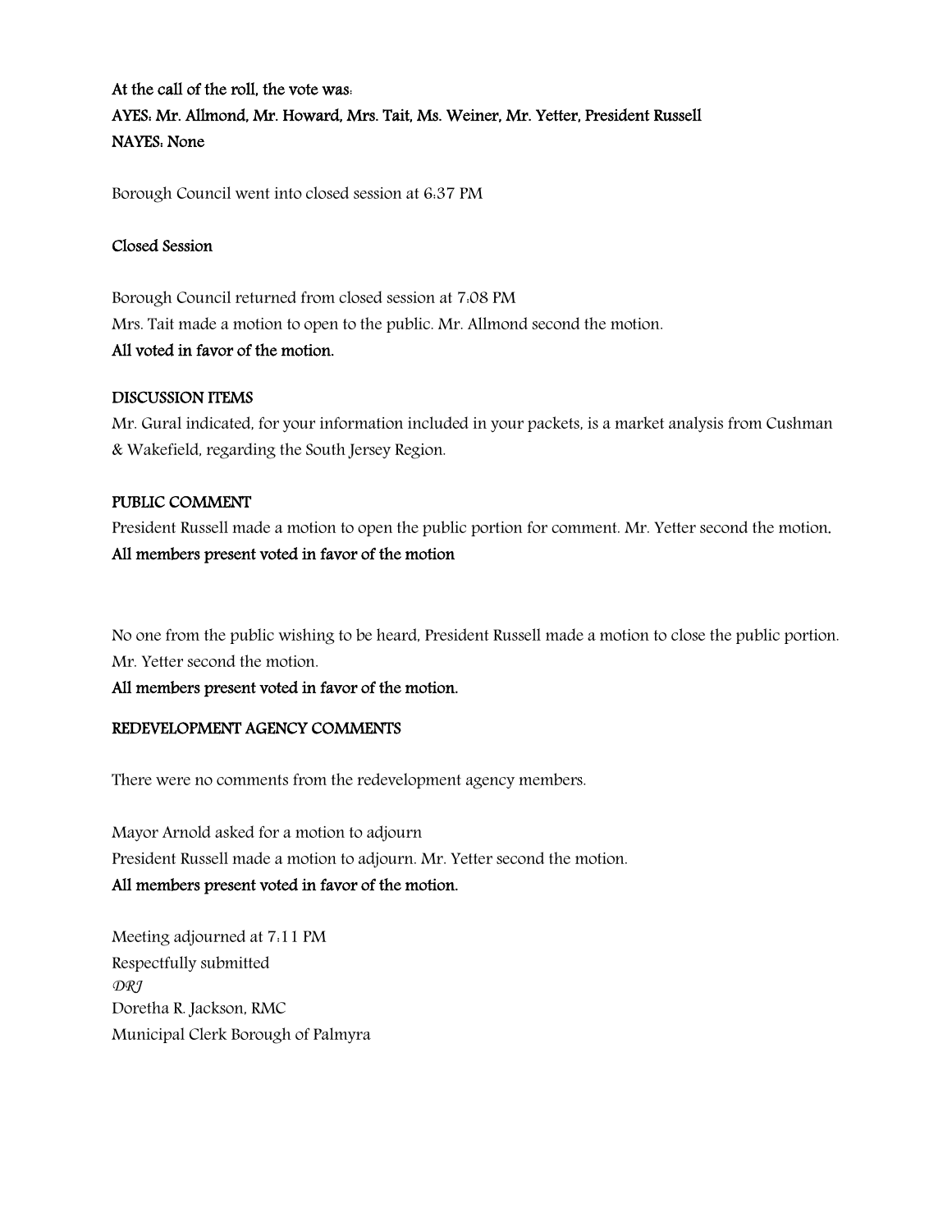**At the call of the roll, the vote was:**
**AYES: Mr. Allmond, Mr. Howard, Mrs. Tait, Ms. Weiner, Mr. Yetter, President Russell**
**NAYES: None**

Borough Council went into closed session at 6:37 PM

**Closed Session**

Borough Council returned from closed session at 7:08 PM
Mrs. Tait made a motion to open to the public. Mr. Allmond second the motion.
**All voted in favor of the motion.**

**DISCUSSION ITEMS**
Mr. Gural indicated, for your information included in your packets, is a market analysis from Cushman & Wakefield, regarding the South Jersey Region.

**PUBLIC COMMENT**
President Russell made a motion to open the public portion for comment. Mr. Yetter second the motion.
**All members present voted in favor of the motion**

No one from the public wishing to be heard, President Russell made a motion to close the public portion. Mr. Yetter second the motion.
**All members present voted in favor of the motion.**

**REDEVELOPMENT AGENCY COMMENTS**

There were no comments from the redevelopment agency members.

Mayor Arnold asked for a motion to adjourn
President Russell made a motion to adjourn. Mr. Yetter second the motion.
**All members present voted in favor of the motion.**

Meeting adjourned at 7:11 PM
Respectfully submitted
*DRJ*
Doretha R. Jackson, RMC
Municipal Clerk Borough of Palmyra